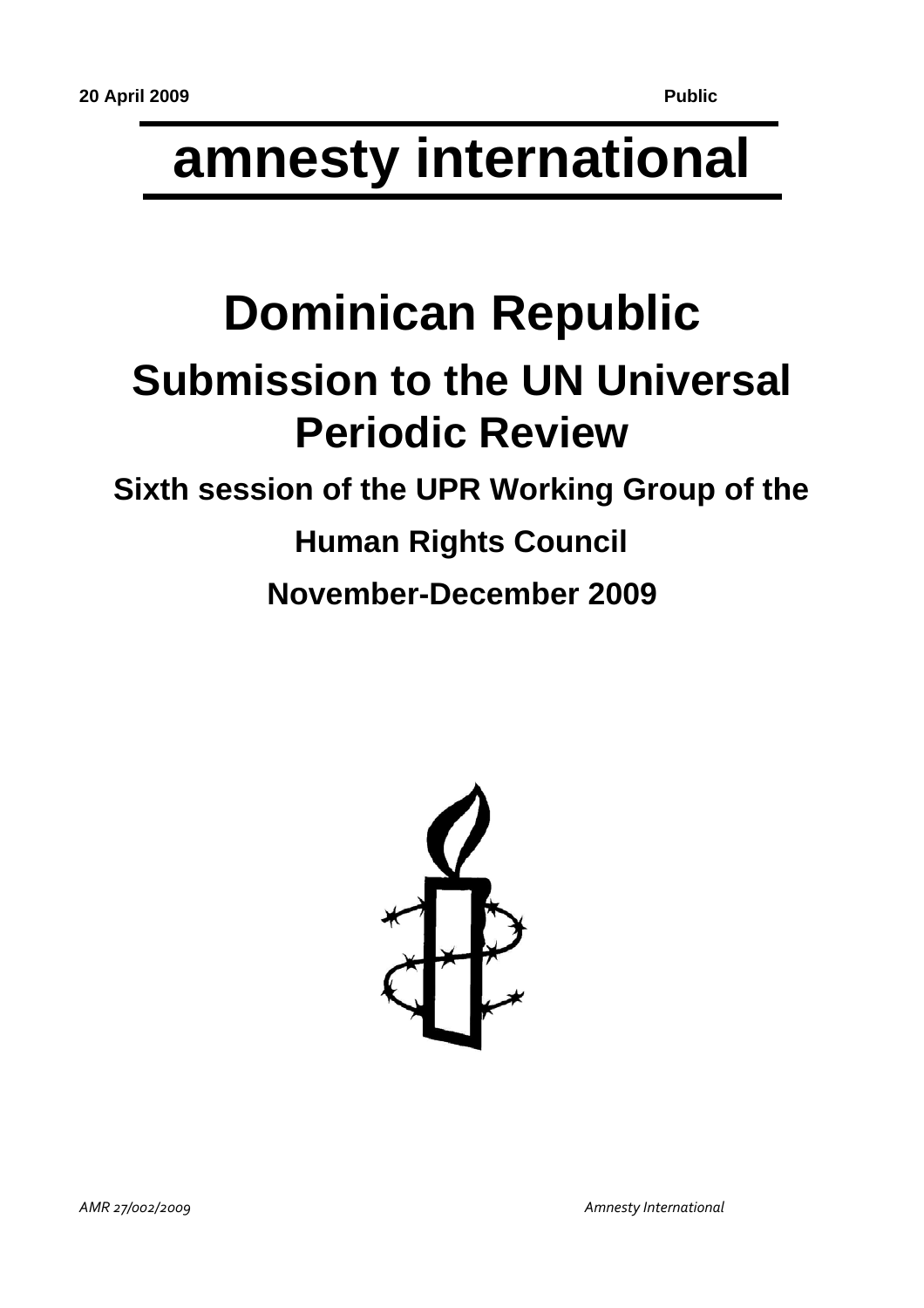**20 April 2009** **Public**

# amnesty international

# Dominican Republic

## Submission to the UN Universal Periodic Review

### Sixth session of the UPR Working Group of the Human Rights Council

### November-December 2009

*AMR 27/002/2009* *Amnesty International*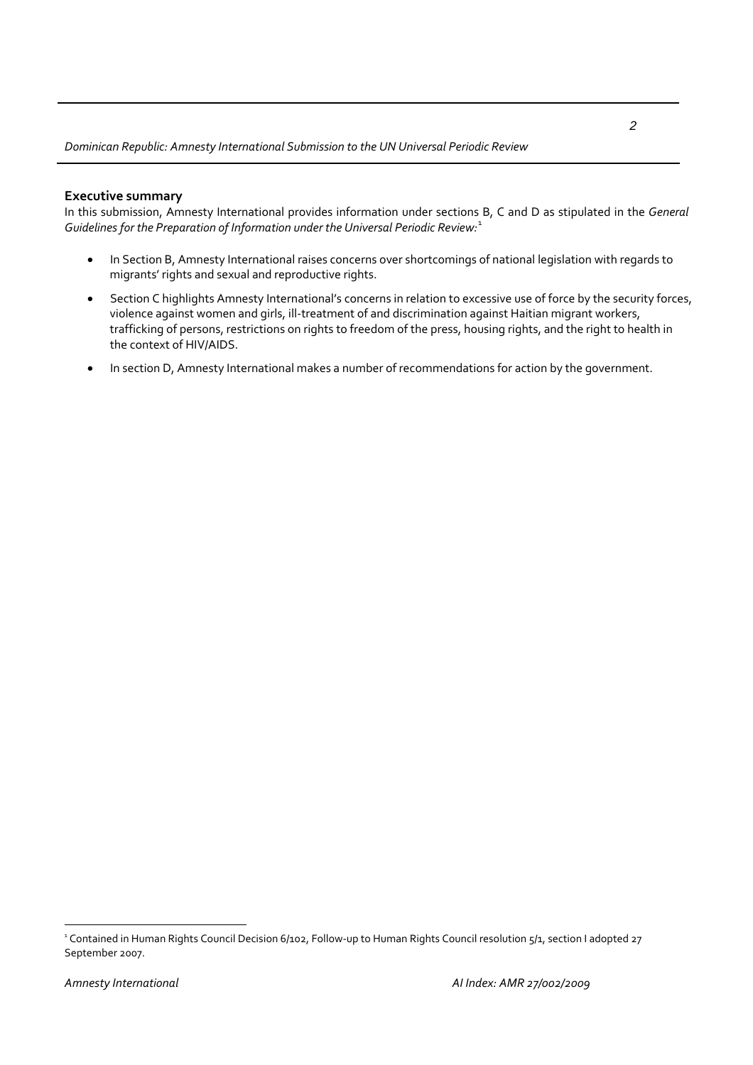**Executive summary**

In this submission, Amnesty International provides information under sections B, C and D as stipulated in the *General Guidelines for the Preparation of Information under the Universal Periodic Review:*[1]

- In Section B, Amnesty International raises concerns over shortcomings of national legislation with regards to migrants' rights and sexual and reproductive rights.
- Section C highlights Amnesty International's concerns in relation to excessive use of force by the security forces, violence against women and girls, ill-treatment of and discrimination against Haitian migrant workers, trafficking of persons, restrictions on rights to freedom of the press, housing rights, and the right to health in the context of HIV/AIDS.
- In section D, Amnesty International makes a number of recommendations for action by the government.

[1] Contained in Human Rights Council Decision 6/102, Follow-up to Human Rights Council resolution 5/1, section I adopted 27 September 2007.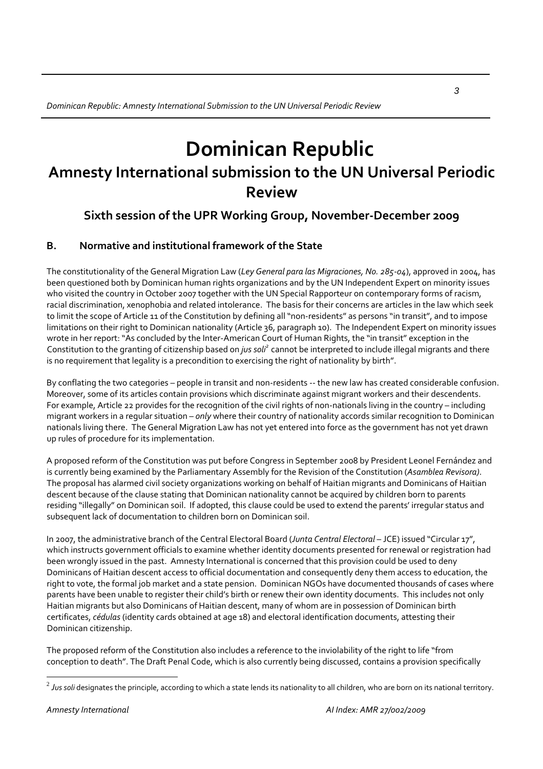# Dominican Republic

## Amnesty International submission to the UN Universal Periodic Review

### Sixth session of the UPR Working Group, November-December 2009

### B. Normative and institutional framework of the State

The constitutionality of the General Migration Law (*Ley General para las Migraciones, No. 285-04*), approved in 2004, has been questioned both by Dominican human rights organizations and by the UN Independent Expert on minority issues who visited the country in October 2007 together with the UN Special Rapporteur on contemporary forms of racism, racial discrimination, xenophobia and related intolerance. The basis for their concerns are articles in the law which seek to limit the scope of Article 11 of the Constitution by defining all "non-residents" as persons "in transit", and to impose limitations on their right to Dominican nationality (Article 36, paragraph 10). The Independent Expert on minority issues wrote in her report: "As concluded by the Inter-American Court of Human Rights, the "in transit" exception in the Constitution to the granting of citizenship based on *jus soli*[2] cannot be interpreted to include illegal migrants and there is no requirement that legality is a precondition to exercising the right of nationality by birth".

By conflating the two categories – people in transit and non-residents -- the new law has created considerable confusion. Moreover, some of its articles contain provisions which discriminate against migrant workers and their descendents. For example, Article 22 provides for the recognition of the civil rights of non-nationals living in the country – including migrant workers in a regular situation – *only* where their country of nationality accords similar recognition to Dominican nationals living there. The General Migration Law has not yet entered into force as the government has not yet drawn up rules of procedure for its implementation.

A proposed reform of the Constitution was put before Congress in September 2008 by President Leonel Fernández and is currently being examined by the Parliamentary Assembly for the Revision of the Constitution (*Asamblea Revisora)*. The proposal has alarmed civil society organizations working on behalf of Haitian migrants and Dominicans of Haitian descent because of the clause stating that Dominican nationality cannot be acquired by children born to parents residing "illegally" on Dominican soil. If adopted, this clause could be used to extend the parents' irregular status and subsequent lack of documentation to children born on Dominican soil.

In 2007, the administrative branch of the Central Electoral Board (*Junta Central Electoral* – JCE) issued "Circular 17", which instructs government officials to examine whether identity documents presented for renewal or registration had been wrongly issued in the past. Amnesty International is concerned that this provision could be used to deny Dominicans of Haitian descent access to official documentation and consequently deny them access to education, the right to vote, the formal job market and a state pension. Dominican NGOs have documented thousands of cases where parents have been unable to register their child's birth or renew their own identity documents. This includes not only Haitian migrants but also Dominicans of Haitian descent, many of whom are in possession of Dominican birth certificates, *cédulas* (identity cards obtained at age 18) and electoral identification documents, attesting their Dominican citizenship.

The proposed reform of the Constitution also includes a reference to the inviolability of the right to life "from conception to death". The Draft Penal Code, which is also currently being discussed, contains a provision specifically

---

[2] *Jus soli* designates the principle, according to which a state lends its nationality to all children, who are born on its national territory.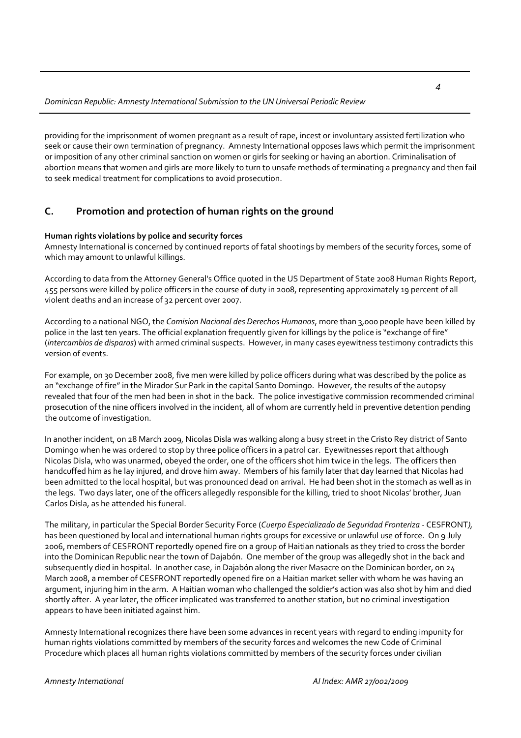providing for the imprisonment of women pregnant as a result of rape, incest or involuntary assisted fertilization who seek or cause their own termination of pregnancy. Amnesty International opposes laws which permit the imprisonment or imposition of any other criminal sanction on women or girls for seeking or having an abortion. Criminalisation of abortion means that women and girls are more likely to turn to unsafe methods of terminating a pregnancy and then fail to seek medical treatment for complications to avoid prosecution.

## C. Promotion and protection of human rights on the ground

**Human rights violations by police and security forces**

Amnesty International is concerned by continued reports of fatal shootings by members of the security forces, some of which may amount to unlawful killings.

According to data from the Attorney General's Office quoted in the US Department of State 2008 Human Rights Report, 455 persons were killed by police officers in the course of duty in 2008, representing approximately 19 percent of all violent deaths and an increase of 32 percent over 2007.

According to a national NGO, the *Comision Nacional des Derechos Humanos*, more than 3,000 people have been killed by police in the last ten years. The official explanation frequently given for killings by the police is "exchange of fire" (*intercambios de disparos*) with armed criminal suspects. However, in many cases eyewitness testimony contradicts this version of events.

For example, on 30 December 2008, five men were killed by police officers during what was described by the police as an "exchange of fire" in the Mirador Sur Park in the capital Santo Domingo. However, the results of the autopsy revealed that four of the men had been in shot in the back. The police investigative commission recommended criminal prosecution of the nine officers involved in the incident, all of whom are currently held in preventive detention pending the outcome of investigation.

In another incident, on 28 March 2009, Nicolas Disla was walking along a busy street in the Cristo Rey district of Santo Domingo when he was ordered to stop by three police officers in a patrol car. Eyewitnesses report that although Nicolas Disla, who was unarmed, obeyed the order, one of the officers shot him twice in the legs. The officers then handcuffed him as he lay injured, and drove him away. Members of his family later that day learned that Nicolas had been admitted to the local hospital, but was pronounced dead on arrival. He had been shot in the stomach as well as in the legs. Two days later, one of the officers allegedly responsible for the killing, tried to shoot Nicolas' brother, Juan Carlos Disla, as he attended his funeral.

The military, in particular the Special Border Security Force (*Cuerpo Especializado de Seguridad Fronteriza* - CESFRONT*)*, has been questioned by local and international human rights groups for excessive or unlawful use of force. On 9 July 2006, members of CESFRONT reportedly opened fire on a group of Haitian nationals as they tried to cross the border into the Dominican Republic near the town of Dajabón. One member of the group was allegedly shot in the back and subsequently died in hospital. In another case, in Dajabón along the river Masacre on the Dominican border, on 24 March 2008, a member of CESFRONT reportedly opened fire on a Haitian market seller with whom he was having an argument, injuring him in the arm. A Haitian woman who challenged the soldier's action was also shot by him and died shortly after. A year later, the officer implicated was transferred to another station, but no criminal investigation appears to have been initiated against him.

Amnesty International recognizes there have been some advances in recent years with regard to ending impunity for human rights violations committed by members of the security forces and welcomes the new Code of Criminal Procedure which places all human rights violations committed by members of the security forces under civilian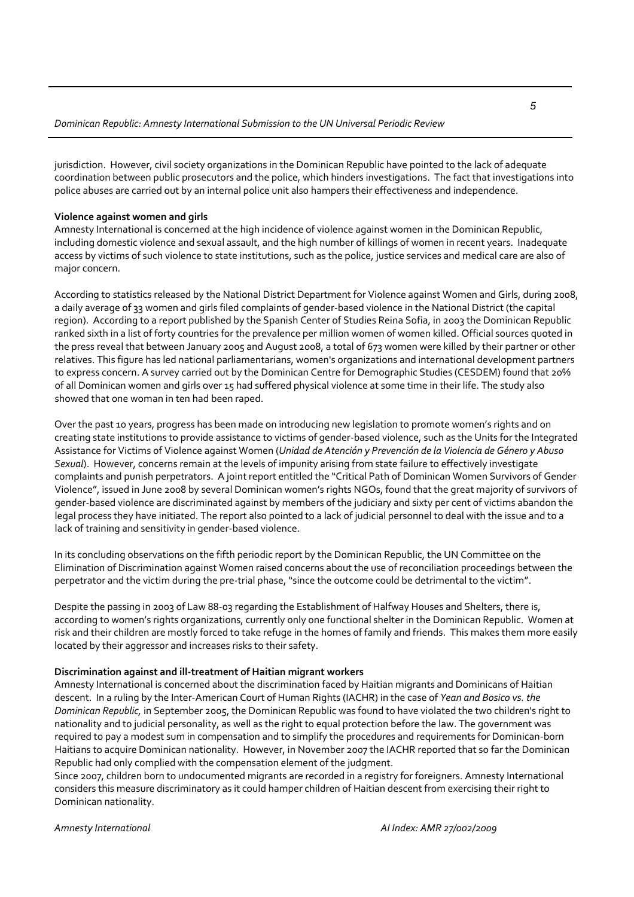jurisdiction. However, civil society organizations in the Dominican Republic have pointed to the lack of adequate coordination between public prosecutors and the police, which hinders investigations. The fact that investigations into police abuses are carried out by an internal police unit also hampers their effectiveness and independence.

**Violence against women and girls**

Amnesty International is concerned at the high incidence of violence against women in the Dominican Republic, including domestic violence and sexual assault, and the high number of killings of women in recent years. Inadequate access by victims of such violence to state institutions, such as the police, justice services and medical care are also of major concern.

According to statistics released by the National District Department for Violence against Women and Girls, during 2008, a daily average of 33 women and girls filed complaints of gender-based violence in the National District (the capital region). According to a report published by the Spanish Center of Studies Reina Sofia, in 2003 the Dominican Republic ranked sixth in a list of forty countries for the prevalence per million women of women killed. Official sources quoted in the press reveal that between January 2005 and August 2008, a total of 673 women were killed by their partner or other relatives. This figure has led national parliamentarians, women's organizations and international development partners to express concern. A survey carried out by the Dominican Centre for Demographic Studies (CESDEM) found that 20% of all Dominican women and girls over 15 had suffered physical violence at some time in their life. The study also showed that one woman in ten had been raped.

Over the past 10 years, progress has been made on introducing new legislation to promote women's rights and on creating state institutions to provide assistance to victims of gender-based violence, such as the Units for the Integrated Assistance for Victims of Violence against Women (*Unidad de Atención y Prevención de la Violencia de Género y Abuso Sexual*). However, concerns remain at the levels of impunity arising from state failure to effectively investigate complaints and punish perpetrators. A joint report entitled the "Critical Path of Dominican Women Survivors of Gender Violence", issued in June 2008 by several Dominican women's rights NGOs, found that the great majority of survivors of gender-based violence are discriminated against by members of the judiciary and sixty per cent of victims abandon the legal process they have initiated. The report also pointed to a lack of judicial personnel to deal with the issue and to a lack of training and sensitivity in gender-based violence.

In its concluding observations on the fifth periodic report by the Dominican Republic, the UN Committee on the Elimination of Discrimination against Women raised concerns about the use of reconciliation proceedings between the perpetrator and the victim during the pre-trial phase, "since the outcome could be detrimental to the victim".

Despite the passing in 2003 of Law 88-03 regarding the Establishment of Halfway Houses and Shelters, there is, according to women's rights organizations, currently only one functional shelter in the Dominican Republic. Women at risk and their children are mostly forced to take refuge in the homes of family and friends. This makes them more easily located by their aggressor and increases risks to their safety.

**Discrimination against and ill-treatment of Haitian migrant workers**

Amnesty International is concerned about the discrimination faced by Haitian migrants and Dominicans of Haitian descent. In a ruling by the Inter-American Court of Human Rights (IACHR) in the case of *Yean and Bosico vs. the Dominican Republic,* in September 2005, the Dominican Republic was found to have violated the two children's right to nationality and to judicial personality, as well as the right to equal protection before the law. The government was required to pay a modest sum in compensation and to simplify the procedures and requirements for Dominican-born Haitians to acquire Dominican nationality. However, in November 2007 the IACHR reported that so far the Dominican Republic had only complied with the compensation element of the judgment.

Since 2007, children born to undocumented migrants are recorded in a registry for foreigners. Amnesty International considers this measure discriminatory as it could hamper children of Haitian descent from exercising their right to Dominican nationality.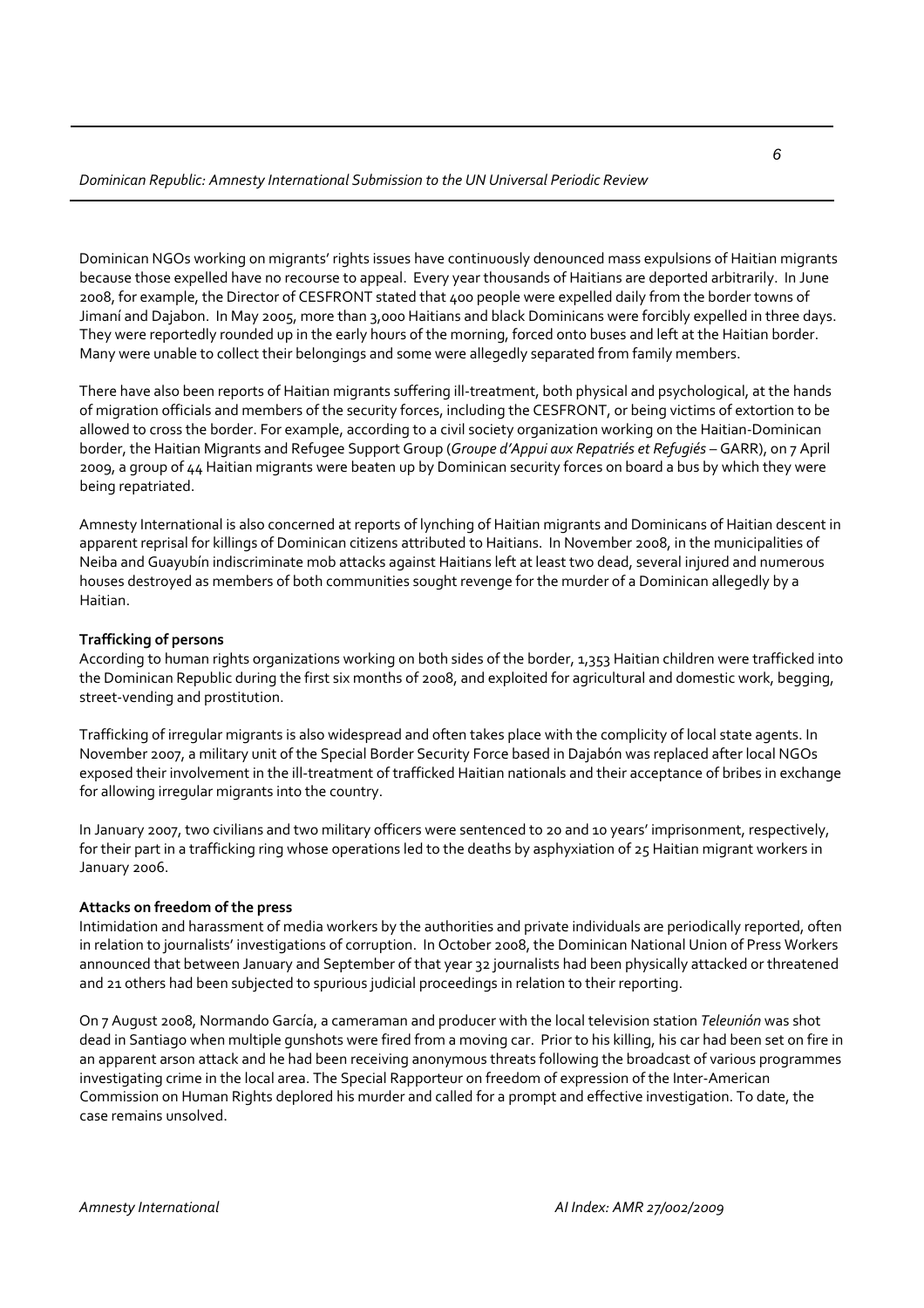Dominican NGOs working on migrants' rights issues have continuously denounced mass expulsions of Haitian migrants because those expelled have no recourse to appeal. Every year thousands of Haitians are deported arbitrarily. In June 2008, for example, the Director of CESFRONT stated that 400 people were expelled daily from the border towns of Jimaní and Dajabon. In May 2005, more than 3,000 Haitians and black Dominicans were forcibly expelled in three days. They were reportedly rounded up in the early hours of the morning, forced onto buses and left at the Haitian border. Many were unable to collect their belongings and some were allegedly separated from family members.

There have also been reports of Haitian migrants suffering ill-treatment, both physical and psychological, at the hands of migration officials and members of the security forces, including the CESFRONT, or being victims of extortion to be allowed to cross the border. For example, according to a civil society organization working on the Haitian-Dominican border, the Haitian Migrants and Refugee Support Group (*Groupe d'Appui aux Repatriés et Refugiés* – GARR), on 7 April 2009, a group of 44 Haitian migrants were beaten up by Dominican security forces on board a bus by which they were being repatriated.

Amnesty International is also concerned at reports of lynching of Haitian migrants and Dominicans of Haitian descent in apparent reprisal for killings of Dominican citizens attributed to Haitians. In November 2008, in the municipalities of Neiba and Guayubín indiscriminate mob attacks against Haitians left at least two dead, several injured and numerous houses destroyed as members of both communities sought revenge for the murder of a Dominican allegedly by a Haitian.

**Trafficking of persons**

According to human rights organizations working on both sides of the border, 1,353 Haitian children were trafficked into the Dominican Republic during the first six months of 2008, and exploited for agricultural and domestic work, begging, street-vending and prostitution.

Trafficking of irregular migrants is also widespread and often takes place with the complicity of local state agents. In November 2007, a military unit of the Special Border Security Force based in Dajabón was replaced after local NGOs exposed their involvement in the ill-treatment of trafficked Haitian nationals and their acceptance of bribes in exchange for allowing irregular migrants into the country.

In January 2007, two civilians and two military officers were sentenced to 20 and 10 years' imprisonment, respectively, for their part in a trafficking ring whose operations led to the deaths by asphyxiation of 25 Haitian migrant workers in January 2006.

**Attacks on freedom of the press**

Intimidation and harassment of media workers by the authorities and private individuals are periodically reported, often in relation to journalists' investigations of corruption. In October 2008, the Dominican National Union of Press Workers announced that between January and September of that year 32 journalists had been physically attacked or threatened and 21 others had been subjected to spurious judicial proceedings in relation to their reporting.

On 7 August 2008, Normando García, a cameraman and producer with the local television station *Teleunión* was shot dead in Santiago when multiple gunshots were fired from a moving car. Prior to his killing, his car had been set on fire in an apparent arson attack and he had been receiving anonymous threats following the broadcast of various programmes investigating crime in the local area. The Special Rapporteur on freedom of expression of the Inter-American Commission on Human Rights deplored his murder and called for a prompt and effective investigation. To date, the case remains unsolved.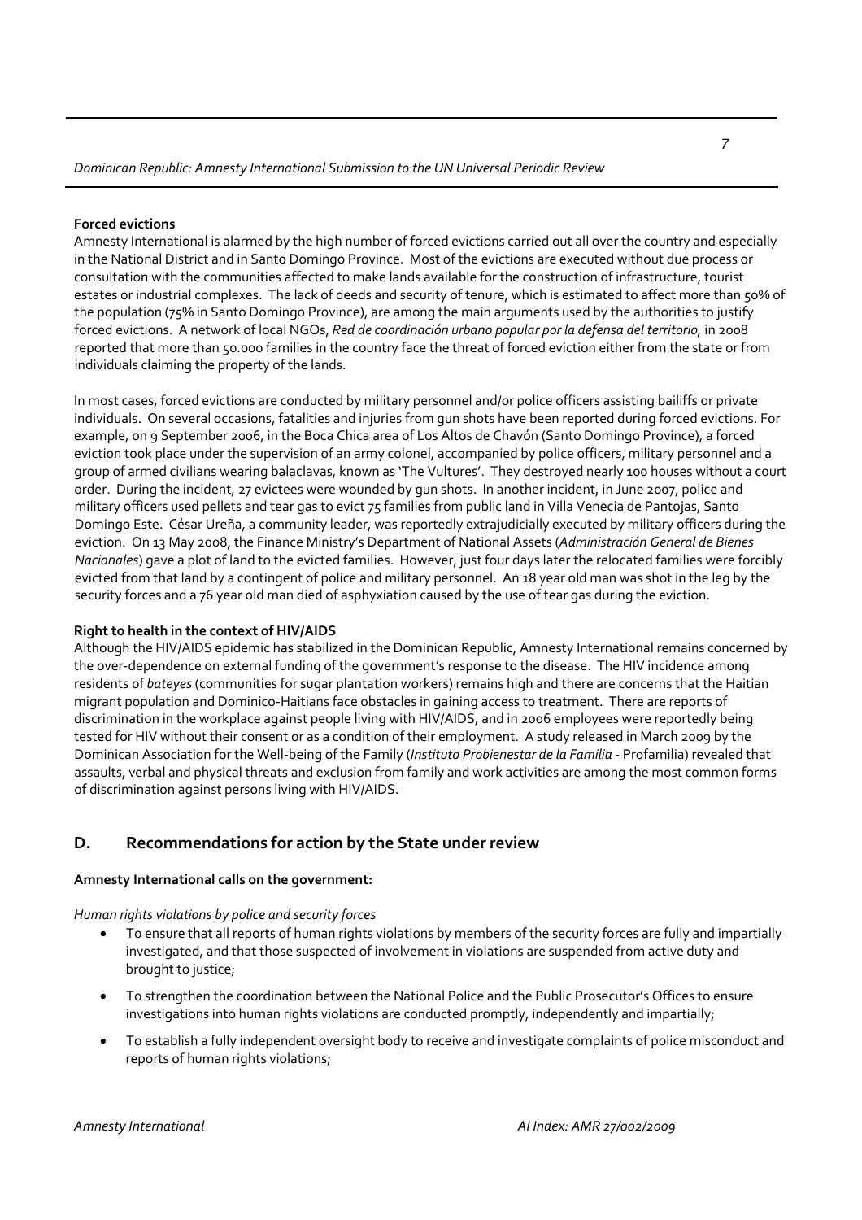**Forced evictions**

Amnesty International is alarmed by the high number of forced evictions carried out all over the country and especially in the National District and in Santo Domingo Province. Most of the evictions are executed without due process or consultation with the communities affected to make lands available for the construction of infrastructure, tourist estates or industrial complexes. The lack of deeds and security of tenure, which is estimated to affect more than 50% of the population (75% in Santo Domingo Province), are among the main arguments used by the authorities to justify forced evictions. A network of local NGOs, *Red de coordinación urbano popular por la defensa del territorio,* in 2008 reported that more than 50.000 families in the country face the threat of forced eviction either from the state or from individuals claiming the property of the lands.

In most cases, forced evictions are conducted by military personnel and/or police officers assisting bailiffs or private individuals. On several occasions, fatalities and injuries from gun shots have been reported during forced evictions. For example, on 9 September 2006, in the Boca Chica area of Los Altos de Chavón (Santo Domingo Province), a forced eviction took place under the supervision of an army colonel, accompanied by police officers, military personnel and a group of armed civilians wearing balaclavas, known as 'The Vultures'. They destroyed nearly 100 houses without a court order. During the incident, 27 evictees were wounded by gun shots. In another incident, in June 2007, police and military officers used pellets and tear gas to evict 75 families from public land in Villa Venecia de Pantojas, Santo Domingo Este. César Ureña, a community leader, was reportedly extrajudicially executed by military officers during the eviction. On 13 May 2008, the Finance Ministry's Department of National Assets (*Administración General de Bienes Nacionales*) gave a plot of land to the evicted families. However, just four days later the relocated families were forcibly evicted from that land by a contingent of police and military personnel. An 18 year old man was shot in the leg by the security forces and a 76 year old man died of asphyxiation caused by the use of tear gas during the eviction.

**Right to health in the context of HIV/AIDS**

Although the HIV/AIDS epidemic has stabilized in the Dominican Republic, Amnesty International remains concerned by the over-dependence on external funding of the government's response to the disease. The HIV incidence among residents of *bateyes* (communities for sugar plantation workers) remains high and there are concerns that the Haitian migrant population and Dominico-Haitians face obstacles in gaining access to treatment. There are reports of discrimination in the workplace against people living with HIV/AIDS, and in 2006 employees were reportedly being tested for HIV without their consent or as a condition of their employment. A study released in March 2009 by the Dominican Association for the Well-being of the Family (*Instituto Probienestar de la Familia* - Profamilia) revealed that assaults, verbal and physical threats and exclusion from family and work activities are among the most common forms of discrimination against persons living with HIV/AIDS.

## D. Recommendations for action by the State under review

**Amnesty International calls on the government:**

*Human rights violations by police and security forces*

- To ensure that all reports of human rights violations by members of the security forces are fully and impartially investigated, and that those suspected of involvement in violations are suspended from active duty and brought to justice;
- To strengthen the coordination between the National Police and the Public Prosecutor's Offices to ensure investigations into human rights violations are conducted promptly, independently and impartially;
- To establish a fully independent oversight body to receive and investigate complaints of police misconduct and reports of human rights violations;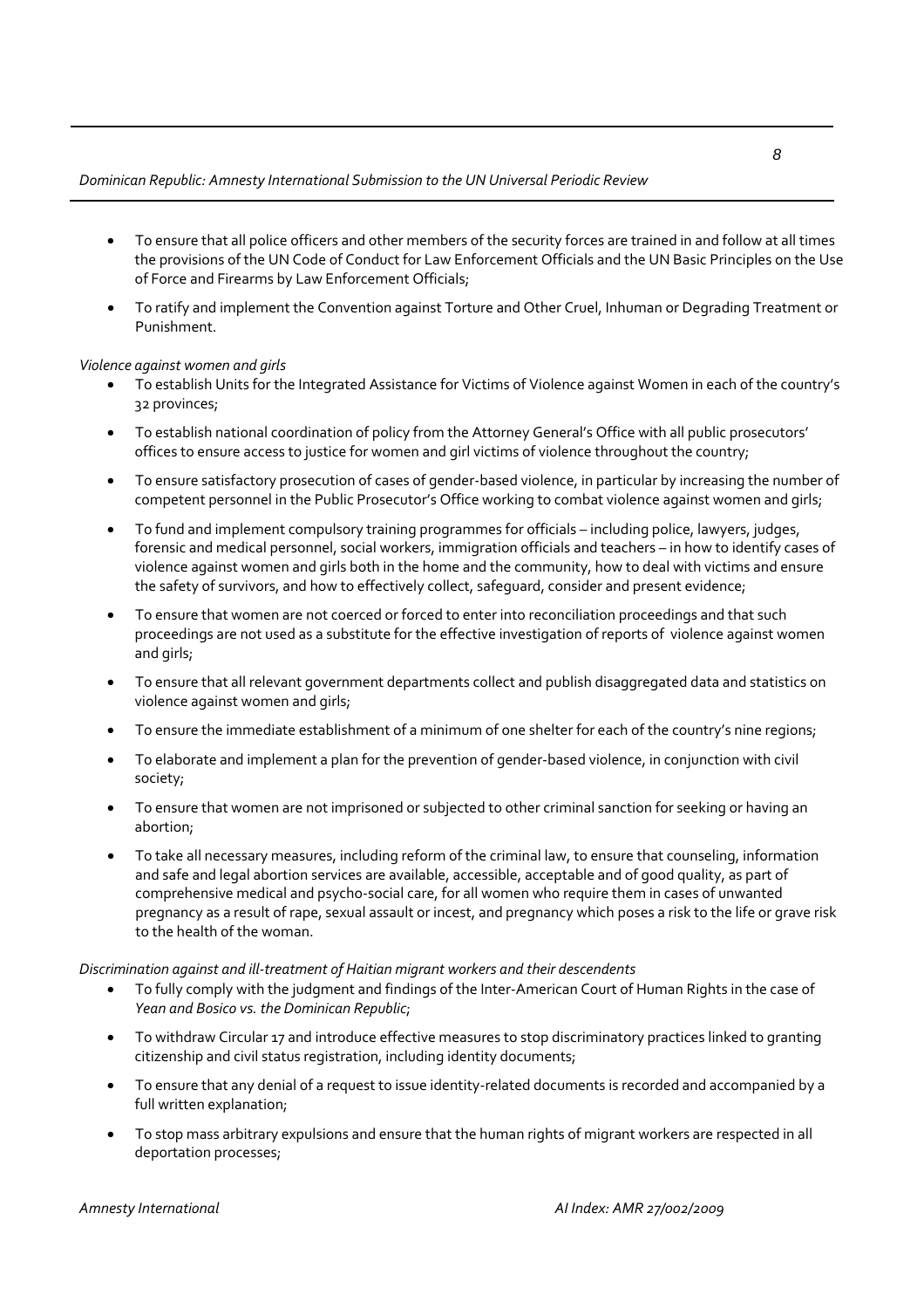- To ensure that all police officers and other members of the security forces are trained in and follow at all times the provisions of the UN Code of Conduct for Law Enforcement Officials and the UN Basic Principles on the Use of Force and Firearms by Law Enforcement Officials;
- To ratify and implement the Convention against Torture and Other Cruel, Inhuman or Degrading Treatment or Punishment.

*Violence against women and girls*

- To establish Units for the Integrated Assistance for Victims of Violence against Women in each of the country's 32 provinces;
- To establish national coordination of policy from the Attorney General's Office with all public prosecutors' offices to ensure access to justice for women and girl victims of violence throughout the country;
- To ensure satisfactory prosecution of cases of gender-based violence, in particular by increasing the number of competent personnel in the Public Prosecutor's Office working to combat violence against women and girls;
- To fund and implement compulsory training programmes for officials – including police, lawyers, judges, forensic and medical personnel, social workers, immigration officials and teachers – in how to identify cases of violence against women and girls both in the home and the community, how to deal with victims and ensure the safety of survivors, and how to effectively collect, safeguard, consider and present evidence;
- To ensure that women are not coerced or forced to enter into reconciliation proceedings and that such proceedings are not used as a substitute for the effective investigation of reports of violence against women and girls;
- To ensure that all relevant government departments collect and publish disaggregated data and statistics on violence against women and girls;
- To ensure the immediate establishment of a minimum of one shelter for each of the country's nine regions;
- To elaborate and implement a plan for the prevention of gender-based violence, in conjunction with civil society;
- To ensure that women are not imprisoned or subjected to other criminal sanction for seeking or having an abortion;
- To take all necessary measures, including reform of the criminal law, to ensure that counseling, information and safe and legal abortion services are available, accessible, acceptable and of good quality, as part of comprehensive medical and psycho-social care, for all women who require them in cases of unwanted pregnancy as a result of rape, sexual assault or incest, and pregnancy which poses a risk to the life or grave risk to the health of the woman.

*Discrimination against and ill-treatment of Haitian migrant workers and their descendents*

- To fully comply with the judgment and findings of the Inter-American Court of Human Rights in the case of *Yean and Bosico vs. the Dominican Republic*;
- To withdraw Circular 17 and introduce effective measures to stop discriminatory practices linked to granting citizenship and civil status registration, including identity documents;
- To ensure that any denial of a request to issue identity-related documents is recorded and accompanied by a full written explanation;
- To stop mass arbitrary expulsions and ensure that the human rights of migrant workers are respected in all deportation processes;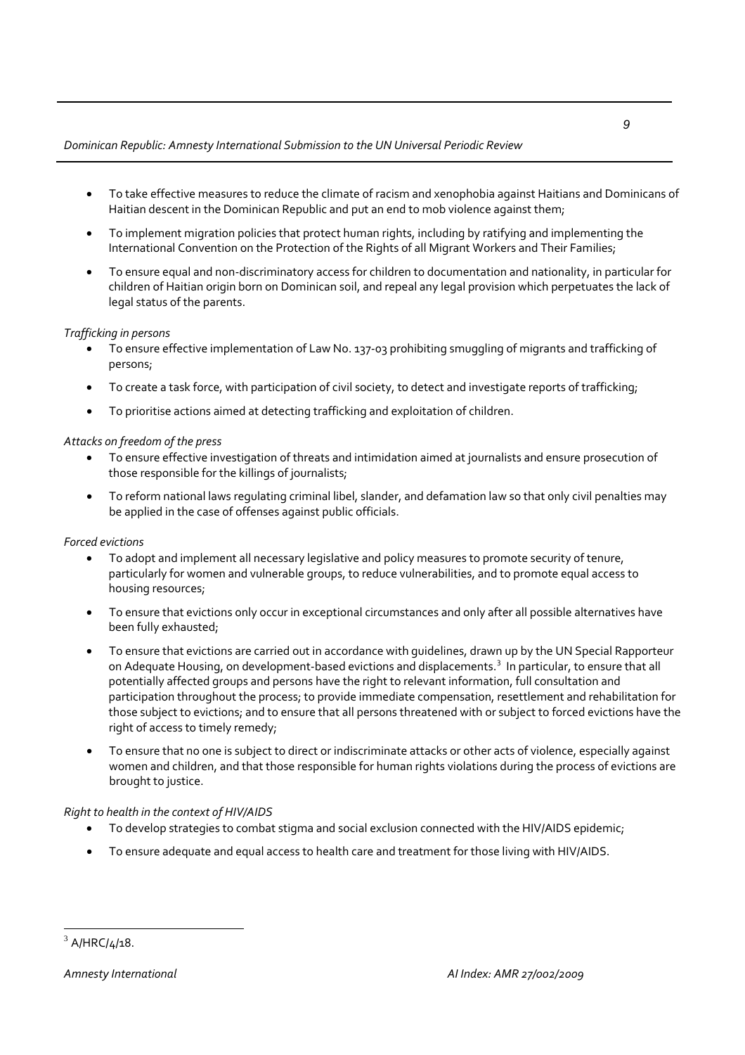- To take effective measures to reduce the climate of racism and xenophobia against Haitians and Dominicans of Haitian descent in the Dominican Republic and put an end to mob violence against them;
- To implement migration policies that protect human rights, including by ratifying and implementing the International Convention on the Protection of the Rights of all Migrant Workers and Their Families;
- To ensure equal and non-discriminatory access for children to documentation and nationality, in particular for children of Haitian origin born on Dominican soil, and repeal any legal provision which perpetuates the lack of legal status of the parents.

*Trafficking in persons*

- To ensure effective implementation of Law No. 137-03 prohibiting smuggling of migrants and trafficking of persons;
- To create a task force, with participation of civil society, to detect and investigate reports of trafficking;
- To prioritise actions aimed at detecting trafficking and exploitation of children.

*Attacks on freedom of the press*

- To ensure effective investigation of threats and intimidation aimed at journalists and ensure prosecution of those responsible for the killings of journalists;
- To reform national laws regulating criminal libel, slander, and defamation law so that only civil penalties may be applied in the case of offenses against public officials.

*Forced evictions*

- To adopt and implement all necessary legislative and policy measures to promote security of tenure, particularly for women and vulnerable groups, to reduce vulnerabilities, and to promote equal access to housing resources;
- To ensure that evictions only occur in exceptional circumstances and only after all possible alternatives have been fully exhausted;
- To ensure that evictions are carried out in accordance with guidelines, drawn up by the UN Special Rapporteur on Adequate Housing, on development-based evictions and displacements.[3] In particular, to ensure that all potentially affected groups and persons have the right to relevant information, full consultation and participation throughout the process; to provide immediate compensation, resettlement and rehabilitation for those subject to evictions; and to ensure that all persons threatened with or subject to forced evictions have the right of access to timely remedy;
- To ensure that no one is subject to direct or indiscriminate attacks or other acts of violence, especially against women and children, and that those responsible for human rights violations during the process of evictions are brought to justice.

*Right to health in the context of HIV/AIDS*

- To develop strategies to combat stigma and social exclusion connected with the HIV/AIDS epidemic;
- To ensure adequate and equal access to health care and treatment for those living with HIV/AIDS.

---

[3] A/HRC/4/18.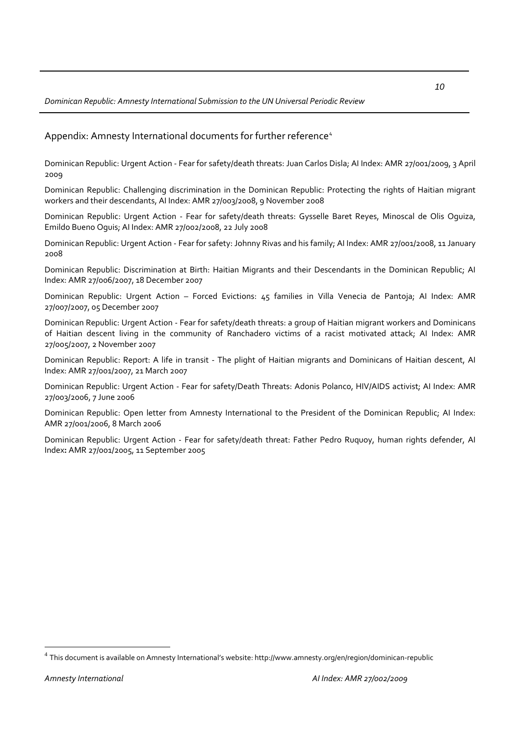## Appendix: Amnesty International documents for further reference[4]

Dominican Republic: Urgent Action - Fear for safety/death threats: Juan Carlos Disla; AI Index: AMR 27/001/2009, 3 April 2009

Dominican Republic: Challenging discrimination in the Dominican Republic: Protecting the rights of Haitian migrant workers and their descendants, AI Index: AMR 27/003/2008, 9 November 2008

Dominican Republic: Urgent Action - Fear for safety/death threats: Gysselle Baret Reyes, Minoscal de Olis Oguiza, Emildo Bueno Oguis; AI Index: AMR 27/002/2008, 22 July 2008

Dominican Republic: Urgent Action - Fear for safety: Johnny Rivas and his family; AI Index: AMR 27/001/2008, 11 January 2008

Dominican Republic: Discrimination at Birth: Haitian Migrants and their Descendants in the Dominican Republic; AI Index: AMR 27/006/2007, 18 December 2007

Dominican Republic: Urgent Action – Forced Evictions: 45 families in Villa Venecia de Pantoja; AI Index: AMR 27/007/2007, 05 December 2007

Dominican Republic: Urgent Action - Fear for safety/death threats: a group of Haitian migrant workers and Dominicans of Haitian descent living in the community of Ranchadero victims of a racist motivated attack; AI Index: AMR 27/005/2007, 2 November 2007

Dominican Republic: Report: A life in transit - The plight of Haitian migrants and Dominicans of Haitian descent, AI Index: AMR 27/001/2007, 21 March 2007

Dominican Republic: Urgent Action - Fear for safety/Death Threats: Adonis Polanco, HIV/AIDS activist; AI Index: AMR 27/003/2006, 7 June 2006

Dominican Republic: Open letter from Amnesty International to the President of the Dominican Republic; AI Index: AMR 27/001/2006, 8 March 2006

Dominican Republic: Urgent Action - Fear for safety/death threat: Father Pedro Ruquoy, human rights defender, AI Index**:** AMR 27/001/2005, 11 September 2005

---

[4] This document is available on Amnesty International's website: http://www.amnesty.org/en/region/dominican-republic